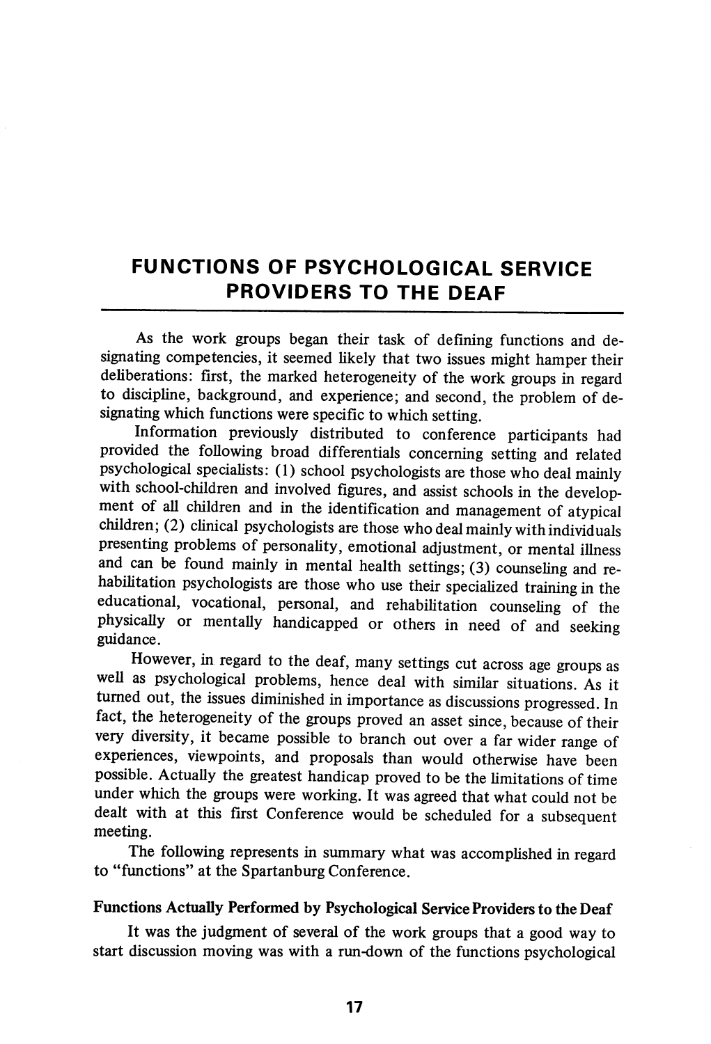# FUNCTIONS OF PSYCHOLOGICAL SERVICE PROVIDERS TO THE DEAF

As the work groups began their task of defining functions and designating competencies, it seemed likely that two issues might hamper their deliberations: first, the marked heterogeneity of the work groups in regard to discipline, background, and experience; and second, the problem of designating which functions were specific to which setting.

Information previously distributed to conference participants had provided the following broad differentials concerning setting and related psychological specialists: (1) school psychologists are those who deal mainly with school-children and involved figures, and assist schools in the development of all children and in the identification and management of atypical children; (2) clinical psychologists are those who deal mainly with individuals presenting problems of personality, emotional adjustment, or mental illness and can be found mainly in mental health settings; (3) counseling and rehabilitation psychologists are those who use their specialized training in the educational, vocational, personal, and rehabilitation counseling of the physically or mentally handicapped or others in need of and seeking guidance.

However, in regard to the deaf, many settings cut across age groups as well as psychological problems, hence deal with similar situations. As it turned out, the issues diminished in importance as discussions progressed. In fact, the heterogeneity of the groups proved an asset since, because of their very diversity, it became possible to branch out over a far wider range of experiences, viewpoints, and proposals than would otherwise have been possible. Actually the greatest handicap proved to be the limitations of time under which the groups were working. It was agreed that what could not be dealt with at this first Conference would be scheduled for a subsequent meeting.

The following represents in summary what was accomplished in regard to "functions" at the Spartanburg Conference.

### Functions Actually Performed by Psychological Service Providers to the Deaf

It was the judgment of several of the work groups that a good way to start discussion moving was with a run-down of the functions psychological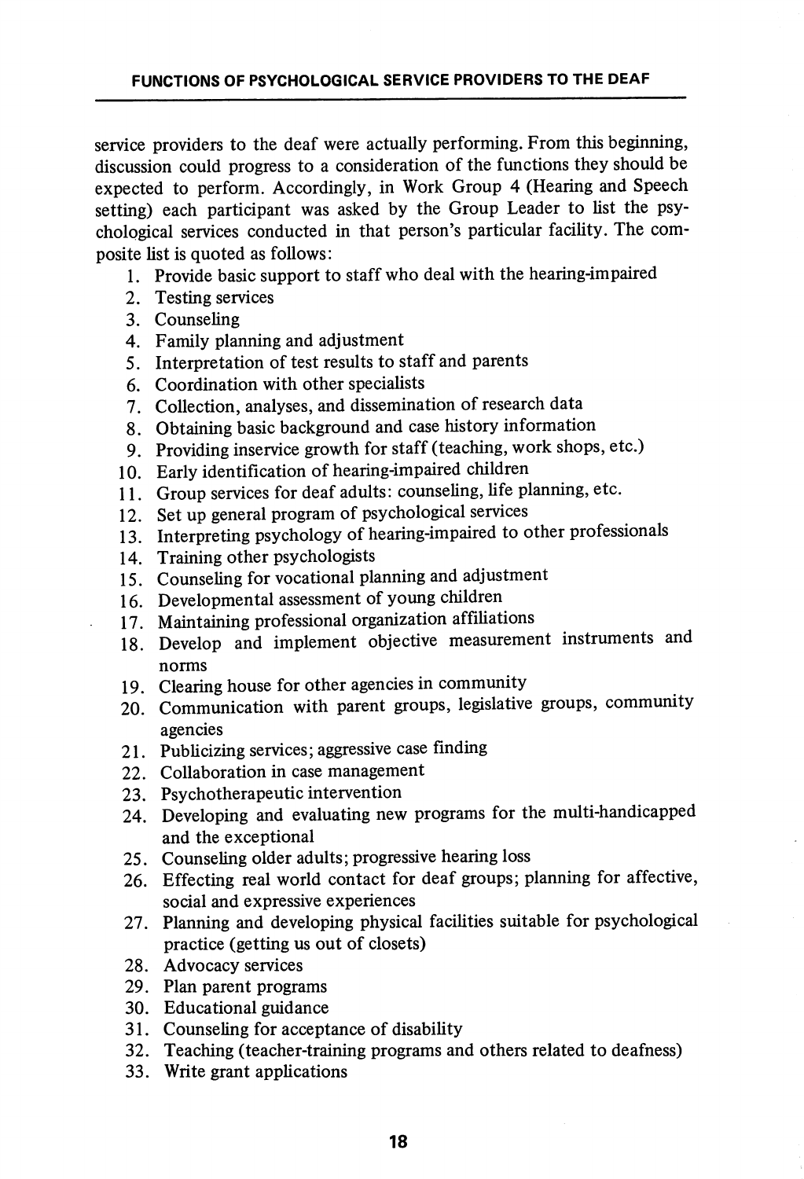service providers to the deaf were actually performing. From this beginning, discussion could progress to a consideration of the functions they should be expected to perform. Accordingly, in Work Group 4 (Hearing and Speech setting) each participant was asked by the Group Leader to list the psychological services conducted in that person's particular facility. The composite list is quoted as follows:

1. Provide basic support to staff who deal with the hearing-impaired
2. Testing services
3. Counseling
4. Family planning and adjustment
5. Interpretation of test results to staff and parents
6. Coordination with other specialists
7. Collection, analyses, and dissemination of research data
8. Obtaining basic background and case history information
9. Providing inservice growth for staff (teaching, work shops, etc.)
10. Early identification of hearing-impaired children
11. Group services for deaf adults: counseling, life planning, etc.
12. Set up general program of psychological services
13. Interpreting psychology of hearing-impaired to other professionals
14. Training other psychologists
15. Counseling for vocational planning and adjustment
16. Developmental assessment of young children
17. Maintaining professional organization affiliations
18. Develop and implement objective measurement instruments and norms
19. Clearing house for other agencies in community
20. Communication with parent groups, legislative groups, community agencies
21. Publicizing services; aggressive case finding
22. Collaboration in case management
23. Psychotherapeutic intervention
24. Developing and evaluating new programs for the multi-handicapped and the exceptional
25. Counseling older adults; progressive hearing loss
26. Effecting real world contact for deaf groups; planning for affective, social and expressive experiences
27. Planning and developing physical facilities suitable for psychological practice (getting us out of closets)
28. Advocacy services
29. Plan parent programs
30. Educational guidance
31. Counseling for acceptance of disability
32. Teaching (teacher-training programs and others related to deafness)
33. Write grant applications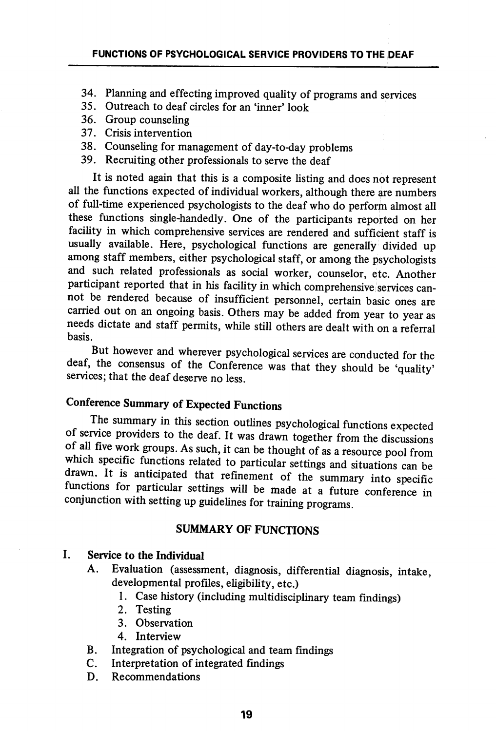34. Planning and effecting improved quality of programs and services
35. Outreach to deaf circles for an 'inner' look
36. Group counseling
37. Crisis intervention
38. Counseling for management of day-to-day problems
39. Recruiting other professionals to serve the deaf

It is noted again that this is a composite listing and does not represent all the functions expected of individual workers, although there are numbers of full-time experienced psychologists to the deaf who do perform almost all these functions single-handedly. One of the participants reported on her facility in which comprehensive services are rendered and sufficient staff is usually available. Here, psychological functions are generally divided up among staff members, either psychological staff, or among the psychologists and such related professionals as social worker, counselor, etc. Another participant reported that in his facility in which comprehensive services cannot be rendered because of insufficient personnel, certain basic ones are carried out on an ongoing basis. Others may be added from year to year as needs dictate and staff permits, while still others are dealt with on a referral basis.

But however and wherever psychological services are conducted for the deaf, the consensus of the Conference was that they should be 'quality' services; that the deaf deserve no less.

## Conference Summary of Expected Functions

The summary in this section outlines psychological functions expected of service providers to the deaf. It was drawn together from the discussions of all five work groups. As such, it can be thought of as a resource pool from which specific functions related to particular settings and situations can be drawn. It is anticipated that refinement of the summary into specific functions for particular settings will be made at a future conference in conjunction with setting up guidelines for training programs.

### SUMMARY OF FUNCTIONS

I. **Service to the Individual**
   - A. Evaluation (assessment, diagnosis, differential diagnosis, intake, developmental profiles, eligibility, etc.)
     1. Case history (including multidisciplinary team findings)
     2. Testing
     3. Observation
     4. Interview
   - B. Integration of psychological and team findings
   - C. Interpretation of integrated findings
   - D. Recommendations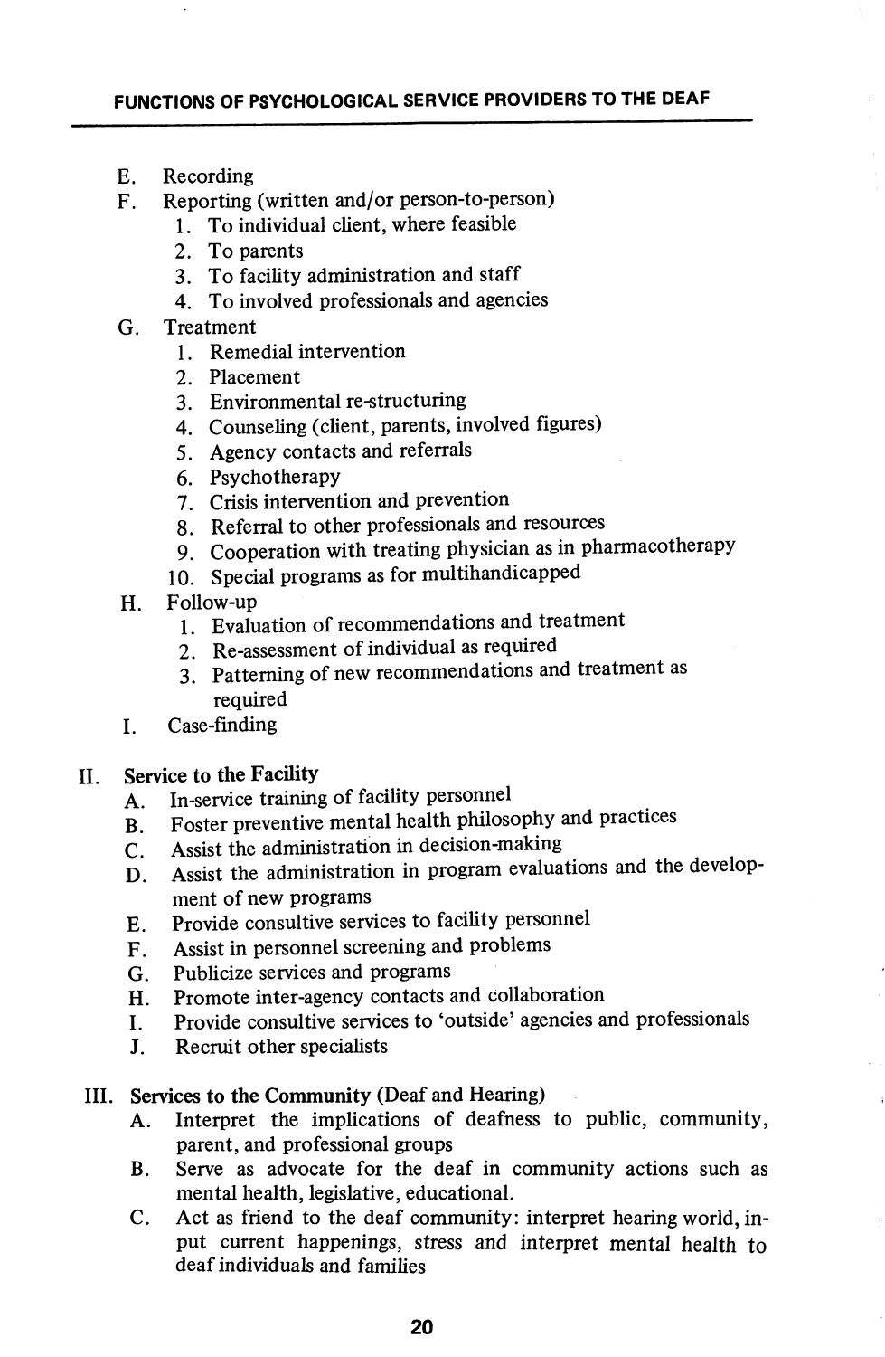E. Recording
F. Reporting (written and/or person-to-person)
   1. To individual client, where feasible
   2. To parents
   3. To facility administration and staff
   4. To involved professionals and agencies
G. Treatment
   1. Remedial intervention
   2. Placement
   3. Environmental re-structuring
   4. Counseling (client, parents, involved figures)
   5. Agency contacts and referrals
   6. Psychotherapy
   7. Crisis intervention and prevention
   8. Referral to other professionals and resources
   9. Cooperation with treating physician as in pharmacotherapy
   10. Special programs as for multihandicapped
H. Follow-up
   1. Evaluation of recommendations and treatment
   2. Re-assessment of individual as required
   3. Patterning of new recommendations and treatment as required
I. Case-finding

II. **Service to the Facility**
   A. In-service training of facility personnel
   B. Foster preventive mental health philosophy and practices
   C. Assist the administration in decision-making
   D. Assist the administration in program evaluations and the development of new programs
   E. Provide consultive services to facility personnel
   F. Assist in personnel screening and problems
   G. Publicize services and programs
   H. Promote inter-agency contacts and collaboration
   I. Provide consultive services to 'outside' agencies and professionals
   J. Recruit other specialists

III. **Services to the Community** (Deaf and Hearing)
   A. Interpret the implications of deafness to public, community, parent, and professional groups
   B. Serve as advocate for the deaf in community actions such as mental health, legislative, educational.
   C. Act as friend to the deaf community: interpret hearing world, input current happenings, stress and interpret mental health to deaf individuals and families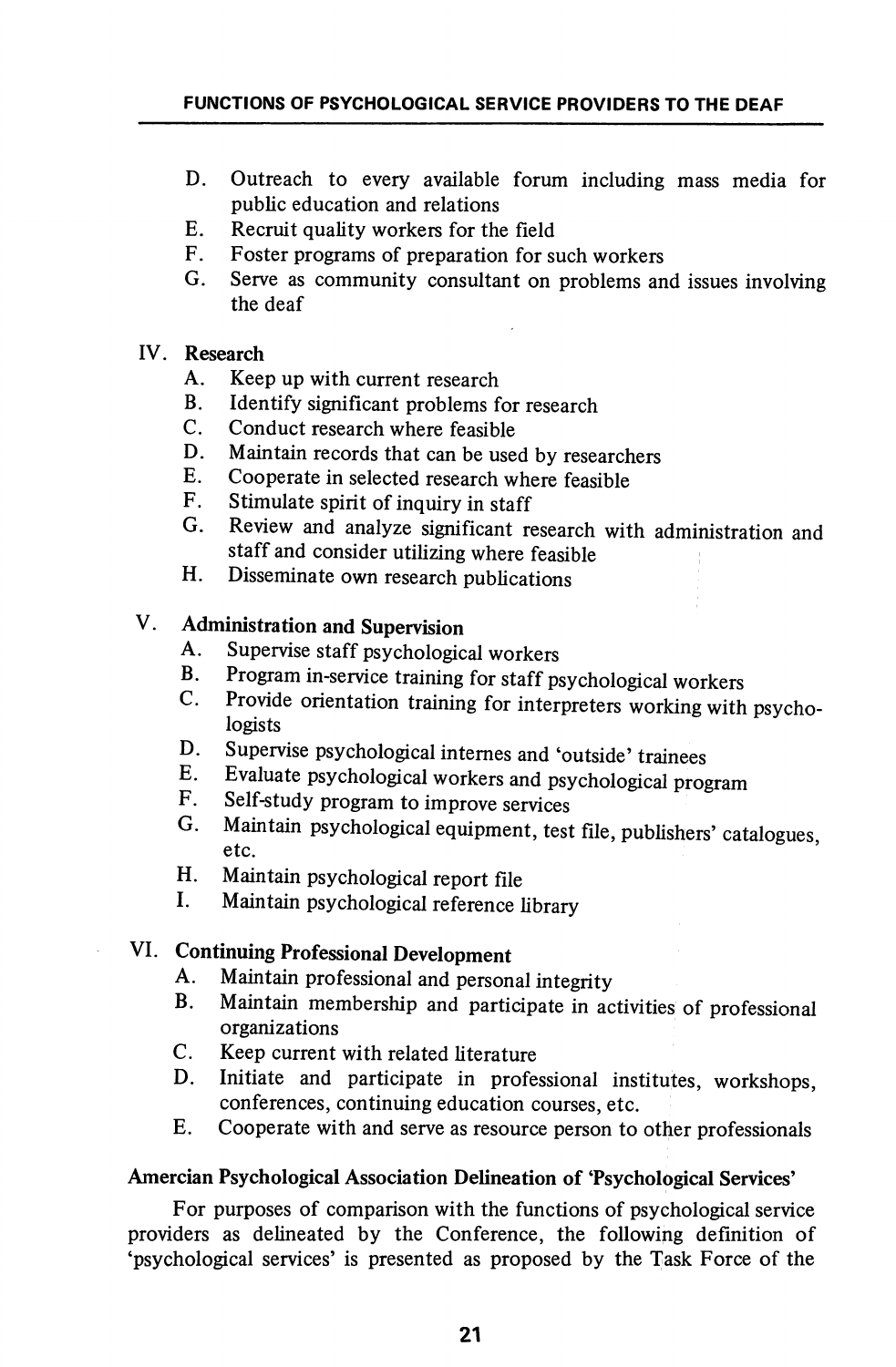D. Outreach to every available forum including mass media for public education and relations
E. Recruit quality workers for the field
F. Foster programs of preparation for such workers
G. Serve as community consultant on problems and issues involving the deaf

IV. **Research**
  A. Keep up with current research
  B. Identify significant problems for research
  C. Conduct research where feasible
  D. Maintain records that can be used by researchers
  E. Cooperate in selected research where feasible
  F. Stimulate spirit of inquiry in staff
  G. Review and analyze significant research with administration and staff and consider utilizing where feasible
  H. Disseminate own research publications

V. **Administration and Supervision**
  A. Supervise staff psychological workers
  B. Program in-service training for staff psychological workers
  C. Provide orientation training for interpreters working with psychologists
  D. Supervise psychological internes and 'outside' trainees
  E. Evaluate psychological workers and psychological program
  F. Self-study program to improve services
  G. Maintain psychological equipment, test file, publishers' catalogues, etc.
  H. Maintain psychological report file
  I. Maintain psychological reference library

VI. **Continuing Professional Development**
  A. Maintain professional and personal integrity
  B. Maintain membership and participate in activities of professional organizations
  C. Keep current with related literature
  D. Initiate and participate in professional institutes, workshops, conferences, continuing education courses, etc.
  E. Cooperate with and serve as resource person to other professionals

**Amercian Psychological Association Delineation of 'Psychological Services'**

For purposes of comparison with the functions of psychological service providers as delineated by the Conference, the following definition of 'psychological services' is presented as proposed by the Task Force of the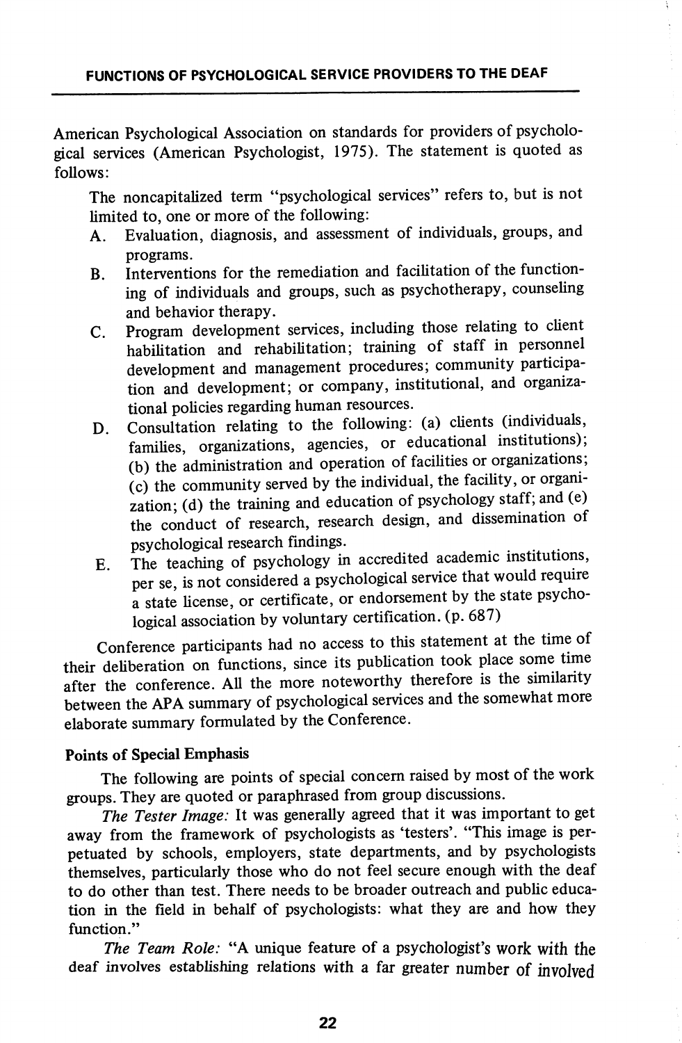American Psychological Association on standards for providers of psychological services (American Psychologist, 1975). The statement is quoted as follows:

> The noncapitalized term "psychological services" refers to, but is not limited to, one or more of the following:
>
> A. Evaluation, diagnosis, and assessment of individuals, groups, and programs.
>
> B. Interventions for the remediation and facilitation of the functioning of individuals and groups, such as psychotherapy, counseling and behavior therapy.
>
> C. Program development services, including those relating to client habilitation and rehabilitation; training of staff in personnel development and management procedures; community participation and development; or company, institutional, and organizational policies regarding human resources.
>
> D. Consultation relating to the following: (a) clients (individuals, families, organizations, agencies, or educational institutions); (b) the administration and operation of facilities or organizations; (c) the community served by the individual, the facility, or organization; (d) the training and education of psychology staff; and (e) the conduct of research, research design, and dissemination of psychological research findings.
>
> E. The teaching of psychology in accredited academic institutions, per se, is not considered a psychological service that would require a state license, or certificate, or endorsement by the state psychological association by voluntary certification. (p. 687)

Conference participants had no access to this statement at the time of their deliberation on functions, since its publication took place some time after the conference. All the more noteworthy therefore is the similarity between the APA summary of psychological services and the somewhat more elaborate summary formulated by the Conference.

### Points of Special Emphasis

The following are points of special concern raised by most of the work groups. They are quoted or paraphrased from group discussions.

*The Tester Image:* It was generally agreed that it was important to get away from the framework of psychologists as 'testers'. "This image is perpetuated by schools, employers, state departments, and by psychologists themselves, particularly those who do not feel secure enough with the deaf to do other than test. There needs to be broader outreach and public education in the field in behalf of psychologists: what they are and how they function."

*The Team Role:* "A unique feature of a psychologist's work with the deaf involves establishing relations with a far greater number of involved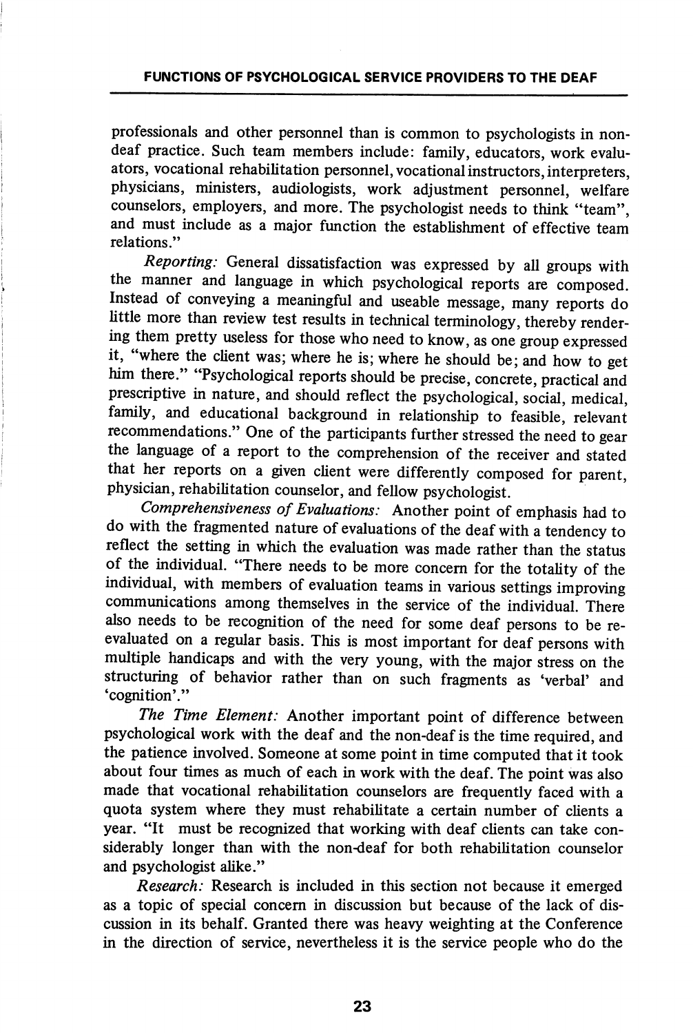professionals and other personnel than is common to psychologists in non-deaf practice. Such team members include: family, educators, work evaluators, vocational rehabilitation personnel, vocational instructors, interpreters, physicians, ministers, audiologists, work adjustment personnel, welfare counselors, employers, and more. The psychologist needs to think "team", and must include as a major function the establishment of effective team relations."

*Reporting:* General dissatisfaction was expressed by all groups with the manner and language in which psychological reports are composed. Instead of conveying a meaningful and useable message, many reports do little more than review test results in technical terminology, thereby rendering them pretty useless for those who need to know, as one group expressed it, "where the client was; where he is; where he should be; and how to get him there." "Psychological reports should be precise, concrete, practical and prescriptive in nature, and should reflect the psychological, social, medical, family, and educational background in relationship to feasible, relevant recommendations." One of the participants further stressed the need to gear the language of a report to the comprehension of the receiver and stated that her reports on a given client were differently composed for parent, physician, rehabilitation counselor, and fellow psychologist.

*Comprehensiveness of Evaluations:* Another point of emphasis had to do with the fragmented nature of evaluations of the deaf with a tendency to reflect the setting in which the evaluation was made rather than the status of the individual. "There needs to be more concern for the totality of the individual, with members of evaluation teams in various settings improving communications among themselves in the service of the individual. There also needs to be recognition of the need for some deaf persons to be re-evaluated on a regular basis. This is most important for deaf persons with multiple handicaps and with the very young, with the major stress on the structuring of behavior rather than on such fragments as 'verbal' and 'cognition'."

*The Time Element:* Another important point of difference between psychological work with the deaf and the non-deaf is the time required, and the patience involved. Someone at some point in time computed that it took about four times as much of each in work with the deaf. The point was also made that vocational rehabilitation counselors are frequently faced with a quota system where they must rehabilitate a certain number of clients a year. "It must be recognized that working with deaf clients can take considerably longer than with the non-deaf for both rehabilitation counselor and psychologist alike."

*Research:* Research is included in this section not because it emerged as a topic of special concern in discussion but because of the lack of discussion in its behalf. Granted there was heavy weighting at the Conference in the direction of service, nevertheless it is the service people who do the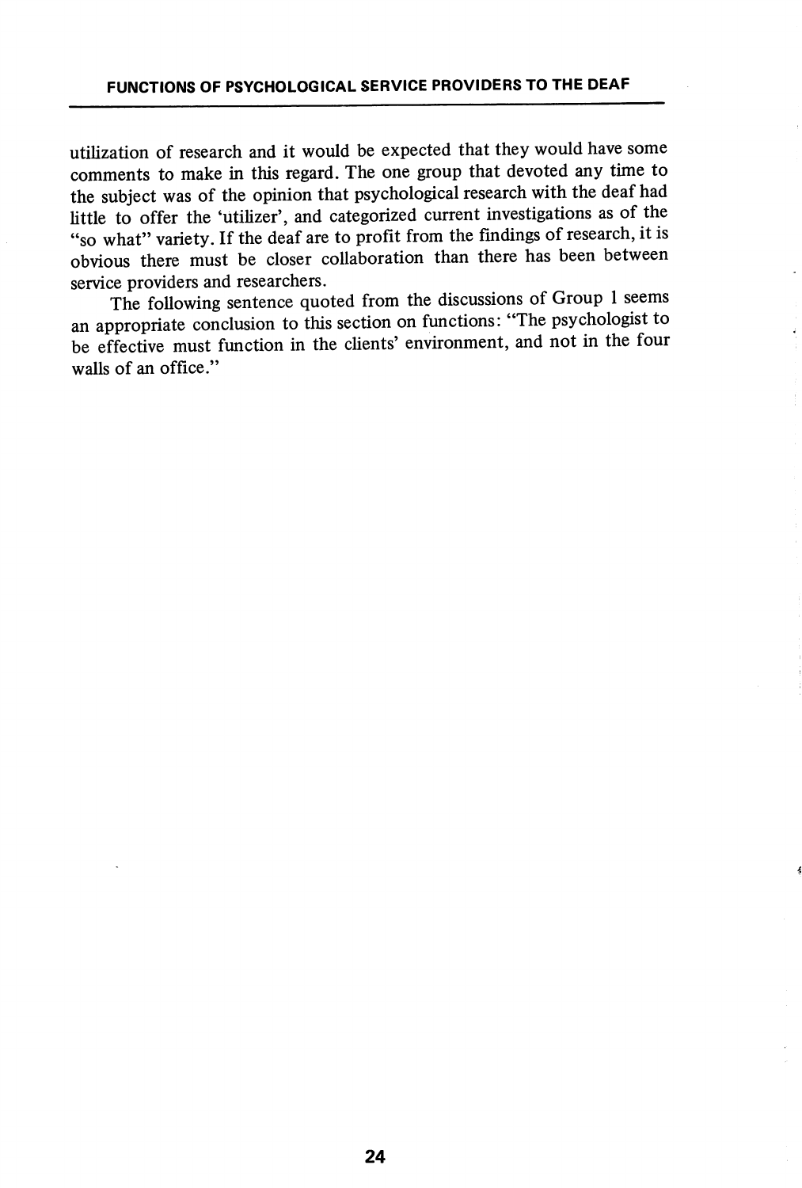utilization of research and it would be expected that they would have some comments to make in this regard. The one group that devoted any time to the subject was of the opinion that psychological research with the deaf had little to offer the 'utilizer', and categorized current investigations as of the "so what" variety. If the deaf are to profit from the findings of research, it is obvious there must be closer collaboration than there has been between service providers and researchers.

The following sentence quoted from the discussions of Group 1 seems an appropriate conclusion to this section on functions: "The psychologist to be effective must function in the clients' environment, and not in the four walls of an office."